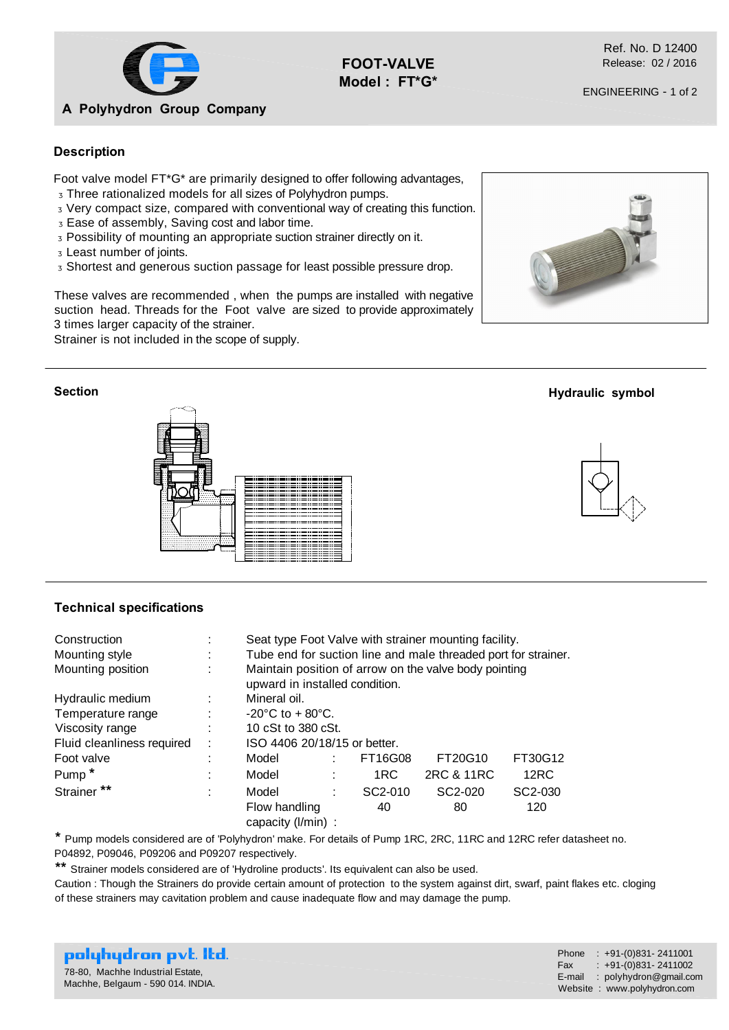A Polyhydron Group Company

# FOOT-VALVE
## Model : FT*G*

Ref. No. D 12400
Release: 02 / 2016

ENGINEERING

### Description

Foot valve model FT*G* are primarily designed to offer following advantages,

- Three rationalized models for all sizes of Polyhydron pumps.
- Very compact size, compared with conventional way of creating this function.
- Ease of assembly, Saving cost and labor time.
- Possibility of mounting an appropriate suction strainer directly on it.
- Least number of joints.
- Shortest and generous suction passage for least possible pressure drop.

These valves are recommended , when the pumps are installed with negative suction head. Threads for the Foot valve are sized to provide approximately 3 times larger capacity of the strainer.
Strainer is not included in the scope of supply.

### Section

### Hydraulic symbol

### Technical specifications

| | | | | | | |
|---|---|---|---|---|---|---|
| Construction | : | Seat type Foot Valve with strainer mounting facility. | | | | |
| Mounting style | : | Tube end for suction line and male threaded port for strainer. | | | | |
| Mounting position | : | Maintain position of arrow on the valve body pointing upward in installed condition. | | | | |
| Hydraulic medium | : | Mineral oil. | | | | |
| Temperature range | : | -20°C to + 80°C. | | | | |
| Viscosity range | : | 10 cSt to 380 cSt. | | | | |
| Fluid cleanliness required | : | ISO 4406 20/18/15 or better. | | | | |
| Foot valve | : | Model | : | FT16G08 | FT20G10 | FT30G12 |
| Pump * | : | Model | : | 1RC | 2RC & 11RC | 12RC |
| Strainer ** | : | Model | : | SC2-010 | SC2-020 | SC2-030 |
| | | Flow handling capacity (l/min) | : | 40 | 80 | 120 |

\* Pump models considered are of 'Polyhydron' make. For details of Pump 1RC, 2RC, 11RC and 12RC refer datasheet no. P04892, P09046, P09206 and P09207 respectively.

\*\* Strainer models considered are of 'Hydroline products'. Its equivalent can also be used.

Caution : Though the Strainers do provide certain amount of protection to the system against dirt, swarf, paint flakes etc. cloging of these strainers may cavitation problem and cause inadequate flow and may damage the pump.

**polyhydron pvt. ltd.**
78-80, Machhe Industrial Estate,
Machhe, Belgaum - 590 014. INDIA.

Phone : +91-(0)831- 2411001
Fax : +91-(0)831- 2411002
E-mail : polyhydron@gmail.com
Website : www.polyhydron.com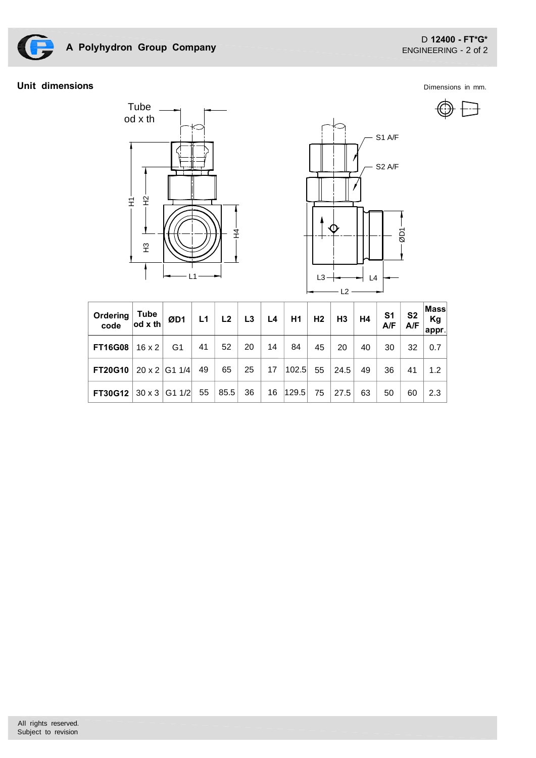## Unit dimensions

Dimensions in mm.

Tube od x th

S1 A/F

S2 A/F

H1

H2

H3

H4

L1

L2

L3

L4

ØD1

| Ordering code | Tube od x th | ØD1 | L1 | L2 | L3 | L4 | H1 | H2 | H3 | H4 | S1 A/F | S2 A/F | Mass Kg appr. |
|---|---|---|---|---|---|---|---|---|---|---|---|---|---|
| **FT16G08** | 16 x 2 | G1 | 41 | 52 | 20 | 14 | 84 | 45 | 20 | 40 | 30 | 32 | 0.7 |
| **FT20G10** | 20 x 2 | G1 1/4 | 49 | 65 | 25 | 17 | 102.5 | 55 | 24.5 | 49 | 36 | 41 | 1.2 |
| **FT30G12** | 30 x 3 | G1 1/2 | 55 | 85.5 | 36 | 16 | 129.5 | 75 | 27.5 | 63 | 50 | 60 | 2.3 |

All rights reserved.
Subject to revision